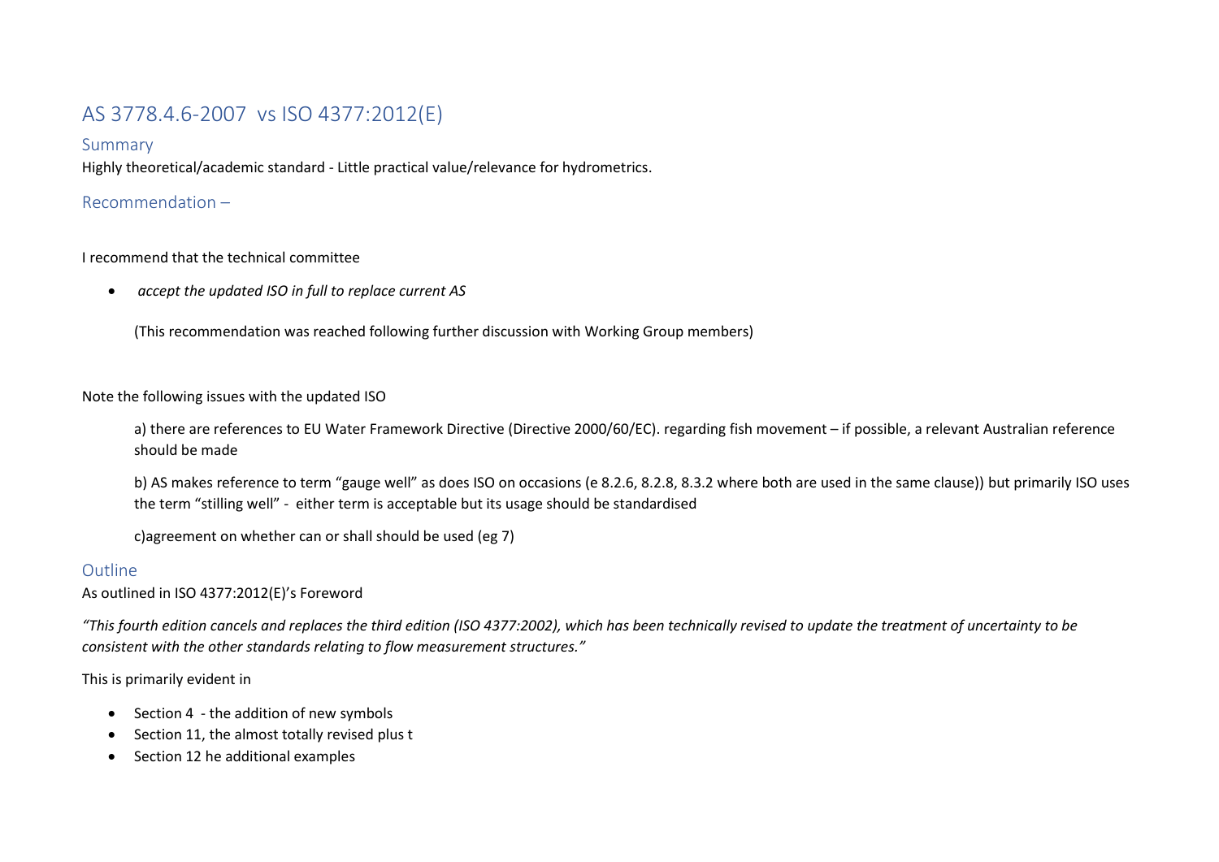# AS 3778.4.6-2007 vs ISO 4377:2012(E)

## Summary

Highly theoretical/academic standard - Little practical value/relevance for hydrometrics.

## Recommendation –

I recommend that the technical committee

- *accept the updated ISO in full to replace current AS*

  (This recommendation was reached following further discussion with Working Group members)

Note the following issues with the updated ISO

  a) there are references to EU Water Framework Directive (Directive 2000/60/EC). regarding fish movement – if possible, a relevant Australian reference should be made

  b) AS makes reference to term "gauge well" as does ISO on occasions (e 8.2.6, 8.2.8, 8.3.2 where both are used in the same clause)) but primarily ISO uses the term "stilling well" - either term is acceptable but its usage should be standardised

  c)agreement on whether can or shall should be used (eg 7)

## Outline

As outlined in ISO 4377:2012(E)'s Foreword

*"This fourth edition cancels and replaces the third edition (ISO 4377:2002), which has been technically revised to update the treatment of uncertainty to be consistent with the other standards relating to flow measurement structures."*

This is primarily evident in

- Section 4 - the addition of new symbols
- Section 11, the almost totally revised plus t
- Section 12 he additional examples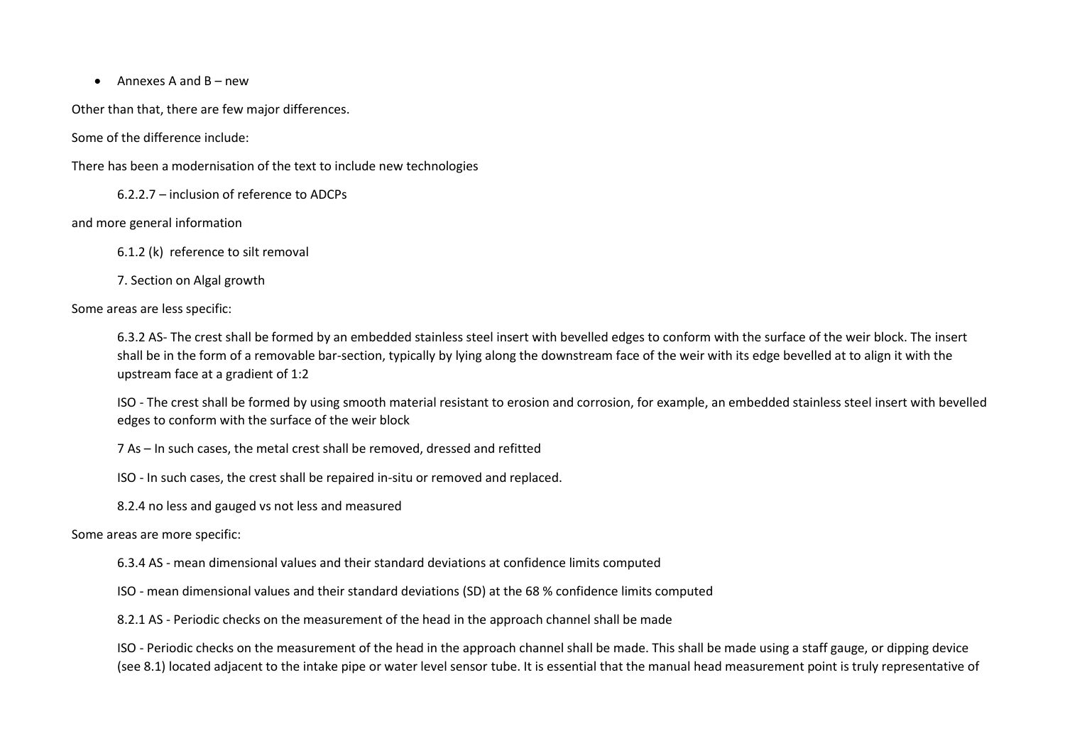- Annexes A and B – new

Other than that, there are few major differences.

Some of the difference include:

There has been a modernisation of the text to include new technologies

> 6.2.2.7 – inclusion of reference to ADCPs

and more general information

> 6.1.2 (k) reference to silt removal
>
> 7. Section on Algal growth

Some areas are less specific:

> 6.3.2 AS- The crest shall be formed by an embedded stainless steel insert with bevelled edges to conform with the surface of the weir block. The insert shall be in the form of a removable bar-section, typically by lying along the downstream face of the weir with its edge bevelled at to align it with the upstream face at a gradient of 1:2
>
> ISO - The crest shall be formed by using smooth material resistant to erosion and corrosion, for example, an embedded stainless steel insert with bevelled edges to conform with the surface of the weir block
>
> 7 As – In such cases, the metal crest shall be removed, dressed and refitted
>
> ISO - In such cases, the crest shall be repaired in-situ or removed and replaced.
>
> 8.2.4 no less and gauged vs not less and measured

Some areas are more specific:

> 6.3.4 AS - mean dimensional values and their standard deviations at confidence limits computed
>
> ISO - mean dimensional values and their standard deviations (SD) at the 68 % confidence limits computed
>
> 8.2.1 AS - Periodic checks on the measurement of the head in the approach channel shall be made
>
> ISO - Periodic checks on the measurement of the head in the approach channel shall be made. This shall be made using a staff gauge, or dipping device (see 8.1) located adjacent to the intake pipe or water level sensor tube. It is essential that the manual head measurement point is truly representative of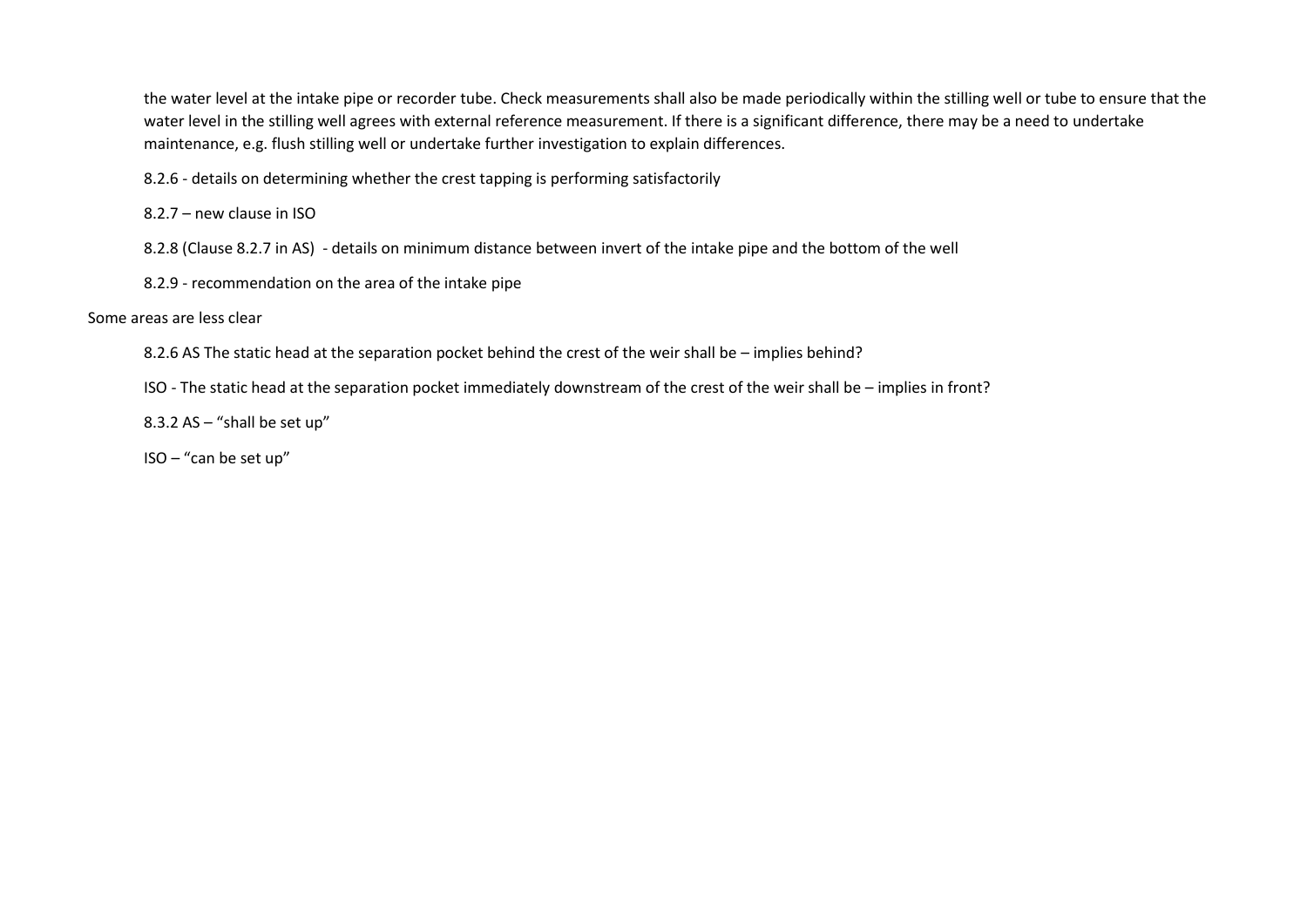the water level at the intake pipe or recorder tube. Check measurements shall also be made periodically within the stilling well or tube to ensure that the water level in the stilling well agrees with external reference measurement. If there is a significant difference, there may be a need to undertake maintenance, e.g. flush stilling well or undertake further investigation to explain differences.

8.2.6 - details on determining whether the crest tapping is performing satisfactorily

8.2.7 – new clause in ISO

8.2.8 (Clause 8.2.7 in AS) - details on minimum distance between invert of the intake pipe and the bottom of the well

8.2.9 - recommendation on the area of the intake pipe

Some areas are less clear

8.2.6 AS The static head at the separation pocket behind the crest of the weir shall be – implies behind?

ISO - The static head at the separation pocket immediately downstream of the crest of the weir shall be – implies in front?

8.3.2 AS – "shall be set up"

ISO – "can be set up"